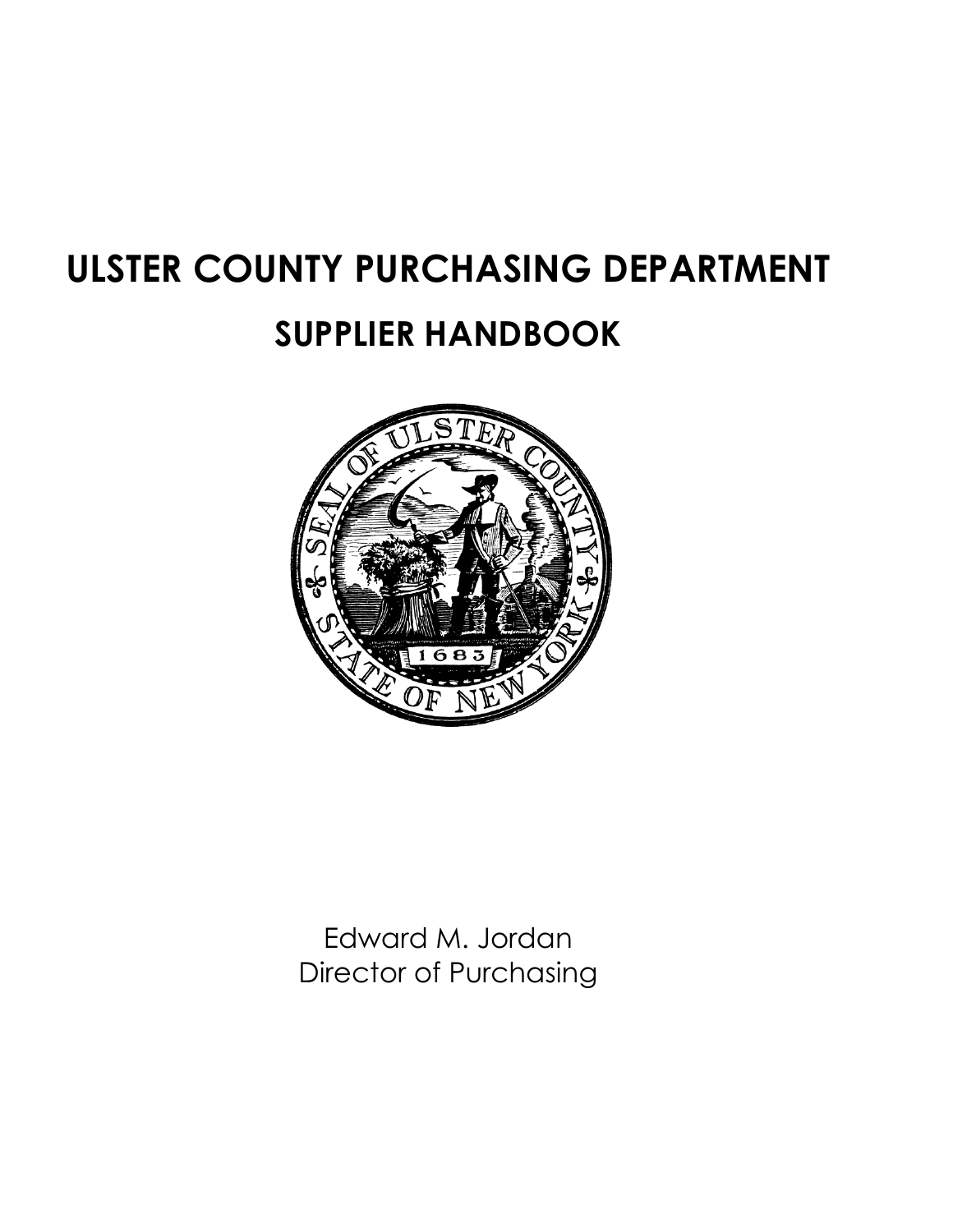# ULSTER COUNTY PURCHASING DEPARTMENT

## SUPPLIER HANDBOOK

Edward M. Jordan
Director of Purchasing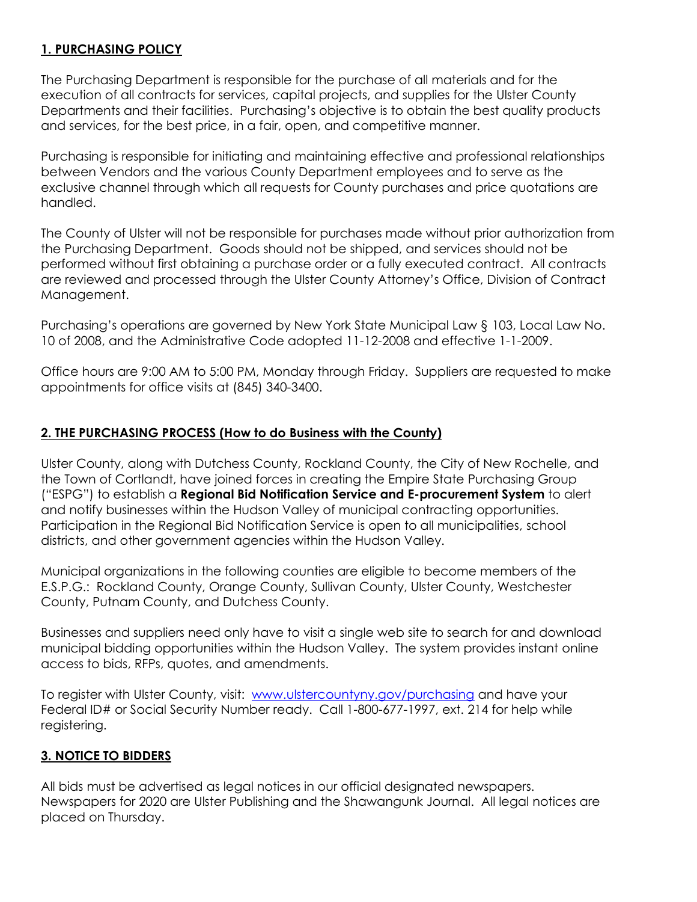## 1. PURCHASING POLICY

The Purchasing Department is responsible for the purchase of all materials and for the execution of all contracts for services, capital projects, and supplies for the Ulster County Departments and their facilities. Purchasing's objective is to obtain the best quality products and services, for the best price, in a fair, open, and competitive manner.

Purchasing is responsible for initiating and maintaining effective and professional relationships between Vendors and the various County Department employees and to serve as the exclusive channel through which all requests for County purchases and price quotations are handled.

The County of Ulster will not be responsible for purchases made without prior authorization from the Purchasing Department. Goods should not be shipped, and services should not be performed without first obtaining a purchase order or a fully executed contract. All contracts are reviewed and processed through the Ulster County Attorney's Office, Division of Contract Management.

Purchasing's operations are governed by New York State Municipal Law § 103, Local Law No. 10 of 2008, and the Administrative Code adopted 11-12-2008 and effective 1-1-2009.

Office hours are 9:00 AM to 5:00 PM, Monday through Friday. Suppliers are requested to make appointments for office visits at (845) 340-3400.

## 2. THE PURCHASING PROCESS (How to do Business with the County)

Ulster County, along with Dutchess County, Rockland County, the City of New Rochelle, and the Town of Cortlandt, have joined forces in creating the Empire State Purchasing Group ("ESPG") to establish a **Regional Bid Notification Service and E-procurement System** to alert and notify businesses within the Hudson Valley of municipal contracting opportunities. Participation in the Regional Bid Notification Service is open to all municipalities, school districts, and other government agencies within the Hudson Valley.

Municipal organizations in the following counties are eligible to become members of the E.S.P.G.: Rockland County, Orange County, Sullivan County, Ulster County, Westchester County, Putnam County, and Dutchess County.

Businesses and suppliers need only have to visit a single web site to search for and download municipal bidding opportunities within the Hudson Valley. The system provides instant online access to bids, RFPs, quotes, and amendments.

To register with Ulster County, visit: [www.ulstercountyny.gov/purchasing](http://www.ulstercountyny.gov/purchasing) and have your Federal ID# or Social Security Number ready. Call 1-800-677-1997, ext. 214 for help while registering.

## 3. NOTICE TO BIDDERS

All bids must be advertised as legal notices in our official designated newspapers. Newspapers for 2020 are Ulster Publishing and the Shawangunk Journal. All legal notices are placed on Thursday.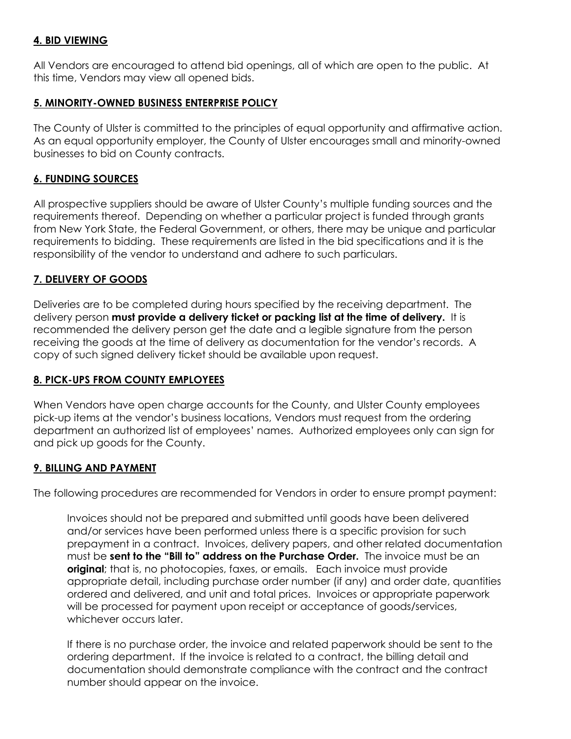## **4. BID VIEWING**

All Vendors are encouraged to attend bid openings, all of which are open to the public. At this time, Vendors may view all opened bids.

## **5. MINORITY-OWNED BUSINESS ENTERPRISE POLICY**

The County of Ulster is committed to the principles of equal opportunity and affirmative action. As an equal opportunity employer, the County of Ulster encourages small and minority-owned businesses to bid on County contracts.

## **6. FUNDING SOURCES**

All prospective suppliers should be aware of Ulster County's multiple funding sources and the requirements thereof. Depending on whether a particular project is funded through grants from New York State, the Federal Government, or others, there may be unique and particular requirements to bidding. These requirements are listed in the bid specifications and it is the responsibility of the vendor to understand and adhere to such particulars.

## **7. DELIVERY OF GOODS**

Deliveries are to be completed during hours specified by the receiving department. The delivery person **must provide a delivery ticket or packing list at the time of delivery.** It is recommended the delivery person get the date and a legible signature from the person receiving the goods at the time of delivery as documentation for the vendor's records. A copy of such signed delivery ticket should be available upon request.

## **8. PICK-UPS FROM COUNTY EMPLOYEES**

When Vendors have open charge accounts for the County, and Ulster County employees pick-up items at the vendor's business locations, Vendors must request from the ordering department an authorized list of employees' names. Authorized employees only can sign for and pick up goods for the County.

## **9. BILLING AND PAYMENT**

The following procedures are recommended for Vendors in order to ensure prompt payment:

> Invoices should not be prepared and submitted until goods have been delivered and/or services have been performed unless there is a specific provision for such prepayment in a contract. Invoices, delivery papers, and other related documentation must be **sent to the "Bill to" address on the Purchase Order.** The invoice must be an **original**; that is, no photocopies, faxes, or emails. Each invoice must provide appropriate detail, including purchase order number (if any) and order date, quantities ordered and delivered, and unit and total prices. Invoices or appropriate paperwork will be processed for payment upon receipt or acceptance of goods/services, whichever occurs later.
>
> If there is no purchase order, the invoice and related paperwork should be sent to the ordering department. If the invoice is related to a contract, the billing detail and documentation should demonstrate compliance with the contract and the contract number should appear on the invoice.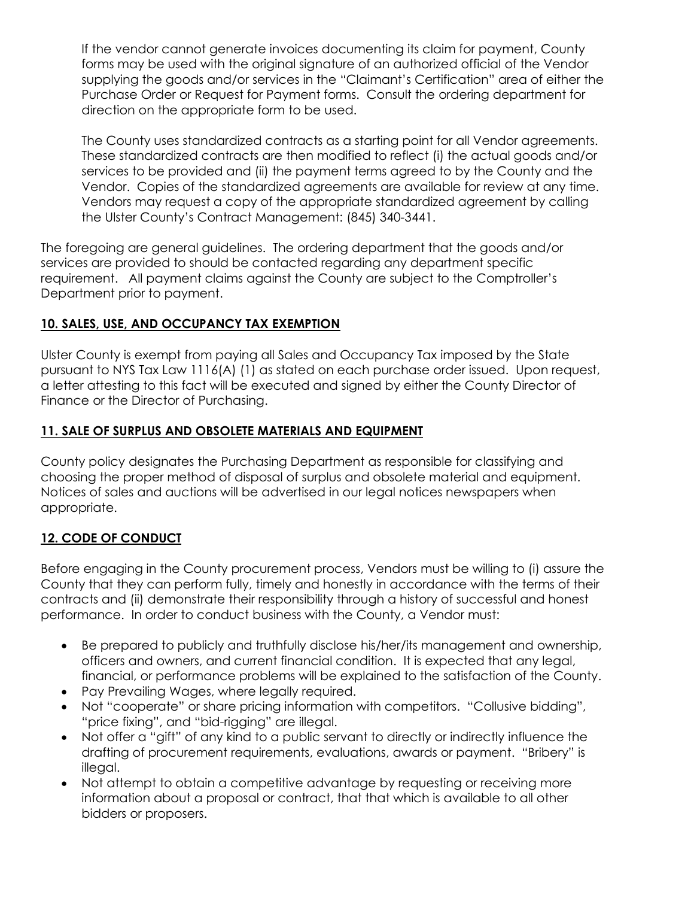If the vendor cannot generate invoices documenting its claim for payment, County forms may be used with the original signature of an authorized official of the Vendor supplying the goods and/or services in the "Claimant's Certification" area of either the Purchase Order or Request for Payment forms. Consult the ordering department for direction on the appropriate form to be used.

The County uses standardized contracts as a starting point for all Vendor agreements. These standardized contracts are then modified to reflect (i) the actual goods and/or services to be provided and (ii) the payment terms agreed to by the County and the Vendor. Copies of the standardized agreements are available for review at any time. Vendors may request a copy of the appropriate standardized agreement by calling the Ulster County's Contract Management: (845) 340-3441.

The foregoing are general guidelines. The ordering department that the goods and/or services are provided to should be contacted regarding any department specific requirement. All payment claims against the County are subject to the Comptroller's Department prior to payment.

## 10. SALES, USE, AND OCCUPANCY TAX EXEMPTION

Ulster County is exempt from paying all Sales and Occupancy Tax imposed by the State pursuant to NYS Tax Law 1116(A) (1) as stated on each purchase order issued. Upon request, a letter attesting to this fact will be executed and signed by either the County Director of Finance or the Director of Purchasing.

## 11. SALE OF SURPLUS AND OBSOLETE MATERIALS AND EQUIPMENT

County policy designates the Purchasing Department as responsible for classifying and choosing the proper method of disposal of surplus and obsolete material and equipment. Notices of sales and auctions will be advertised in our legal notices newspapers when appropriate.

## 12. CODE OF CONDUCT

Before engaging in the County procurement process, Vendors must be willing to (i) assure the County that they can perform fully, timely and honestly in accordance with the terms of their contracts and (ii) demonstrate their responsibility through a history of successful and honest performance. In order to conduct business with the County, a Vendor must:

- Be prepared to publicly and truthfully disclose his/her/its management and ownership, officers and owners, and current financial condition. It is expected that any legal, financial, or performance problems will be explained to the satisfaction of the County.
- Pay Prevailing Wages, where legally required.
- Not "cooperate" or share pricing information with competitors. "Collusive bidding", "price fixing", and "bid-rigging" are illegal.
- Not offer a "gift" of any kind to a public servant to directly or indirectly influence the drafting of procurement requirements, evaluations, awards or payment. "Bribery" is illegal.
- Not attempt to obtain a competitive advantage by requesting or receiving more information about a proposal or contract, that that which is available to all other bidders or proposers.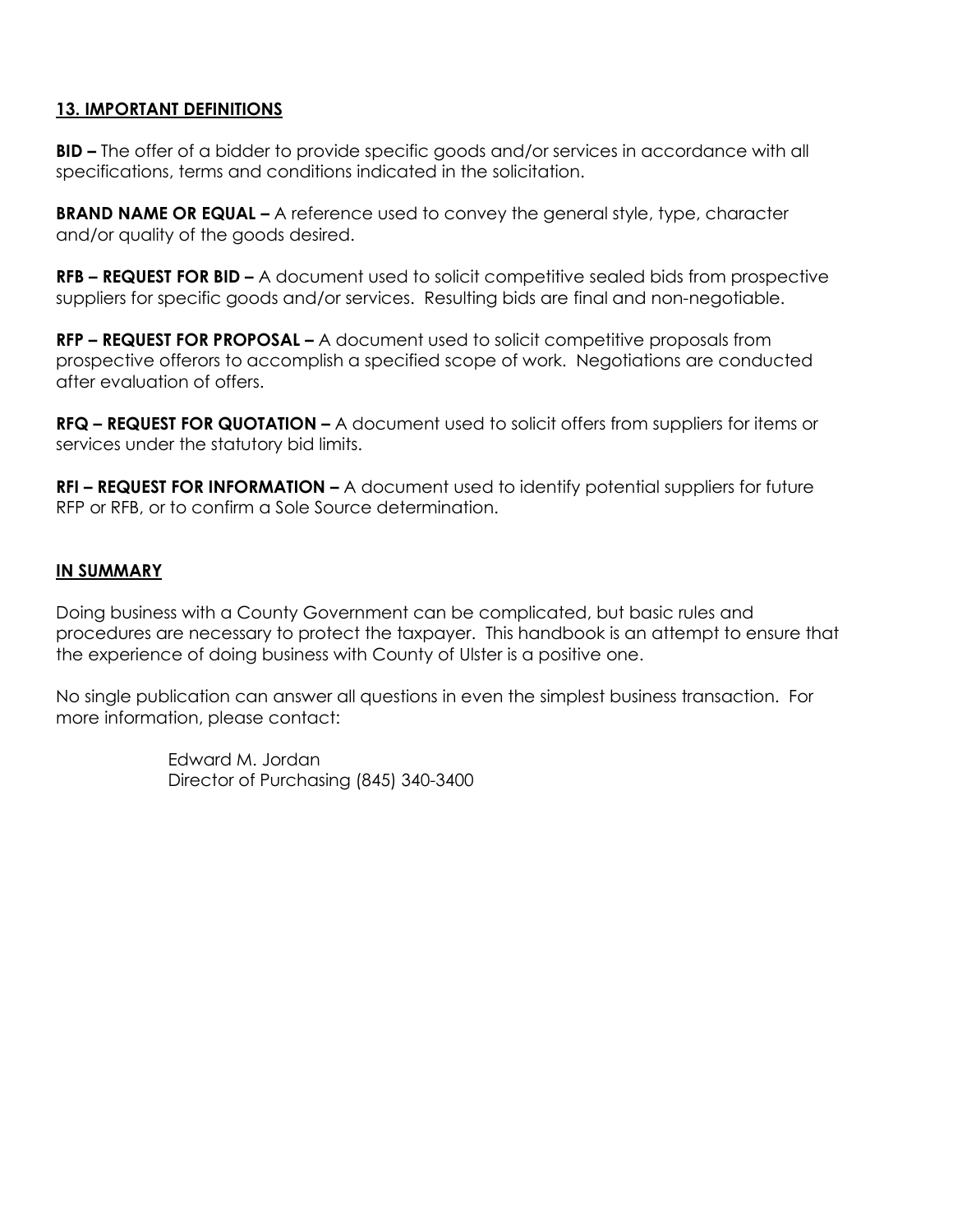## 13. IMPORTANT DEFINITIONS

**BID –** The offer of a bidder to provide specific goods and/or services in accordance with all specifications, terms and conditions indicated in the solicitation.

**BRAND NAME OR EQUAL –** A reference used to convey the general style, type, character and/or quality of the goods desired.

**RFB – REQUEST FOR BID –** A document used to solicit competitive sealed bids from prospective suppliers for specific goods and/or services. Resulting bids are final and non-negotiable.

**RFP – REQUEST FOR PROPOSAL –** A document used to solicit competitive proposals from prospective offerors to accomplish a specified scope of work. Negotiations are conducted after evaluation of offers.

**RFQ – REQUEST FOR QUOTATION –** A document used to solicit offers from suppliers for items or services under the statutory bid limits.

**RFI – REQUEST FOR INFORMATION –** A document used to identify potential suppliers for future RFP or RFB, or to confirm a Sole Source determination.

## IN SUMMARY

Doing business with a County Government can be complicated, but basic rules and procedures are necessary to protect the taxpayer. This handbook is an attempt to ensure that the experience of doing business with County of Ulster is a positive one.

No single publication can answer all questions in even the simplest business transaction. For more information, please contact:

Edward M. Jordan
Director of Purchasing (845) 340-3400